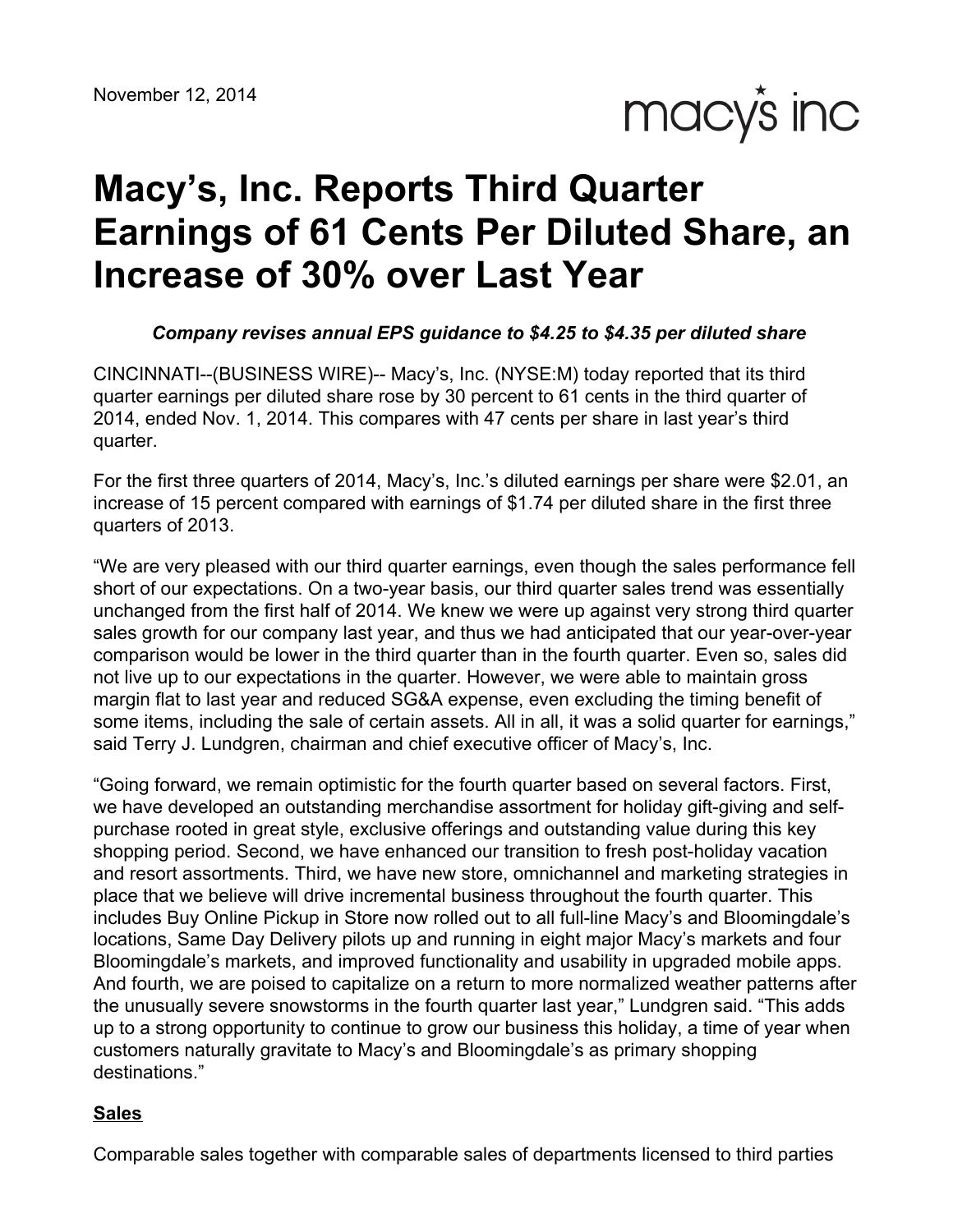November 12, 2014

macy's inc

# Macy's, Inc. Reports Third Quarter Earnings of 61 Cents Per Diluted Share, an Increase of 30% over Last Year

***Company revises annual EPS guidance to $4.25 to $4.35 per diluted share***

CINCINNATI--(BUSINESS WIRE)-- Macy's, Inc. (NYSE:M) today reported that its third quarter earnings per diluted share rose by 30 percent to 61 cents in the third quarter of 2014, ended Nov. 1, 2014. This compares with 47 cents per share in last year's third quarter.

For the first three quarters of 2014, Macy's, Inc.'s diluted earnings per share were $2.01, an increase of 15 percent compared with earnings of $1.74 per diluted share in the first three quarters of 2013.

"We are very pleased with our third quarter earnings, even though the sales performance fell short of our expectations. On a two-year basis, our third quarter sales trend was essentially unchanged from the first half of 2014. We knew we were up against very strong third quarter sales growth for our company last year, and thus we had anticipated that our year-over-year comparison would be lower in the third quarter than in the fourth quarter. Even so, sales did not live up to our expectations in the quarter. However, we were able to maintain gross margin flat to last year and reduced SG&A expense, even excluding the timing benefit of some items, including the sale of certain assets. All in all, it was a solid quarter for earnings," said Terry J. Lundgren, chairman and chief executive officer of Macy's, Inc.

"Going forward, we remain optimistic for the fourth quarter based on several factors. First, we have developed an outstanding merchandise assortment for holiday gift-giving and self-purchase rooted in great style, exclusive offerings and outstanding value during this key shopping period. Second, we have enhanced our transition to fresh post-holiday vacation and resort assortments. Third, we have new store, omnichannel and marketing strategies in place that we believe will drive incremental business throughout the fourth quarter. This includes Buy Online Pickup in Store now rolled out to all full-line Macy's and Bloomingdale's locations, Same Day Delivery pilots up and running in eight major Macy's markets and four Bloomingdale's markets, and improved functionality and usability in upgraded mobile apps. And fourth, we are poised to capitalize on a return to more normalized weather patterns after the unusually severe snowstorms in the fourth quarter last year," Lundgren said. "This adds up to a strong opportunity to continue to grow our business this holiday, a time of year when customers naturally gravitate to Macy's and Bloomingdale's as primary shopping destinations."

## Sales

Comparable sales together with comparable sales of departments licensed to third parties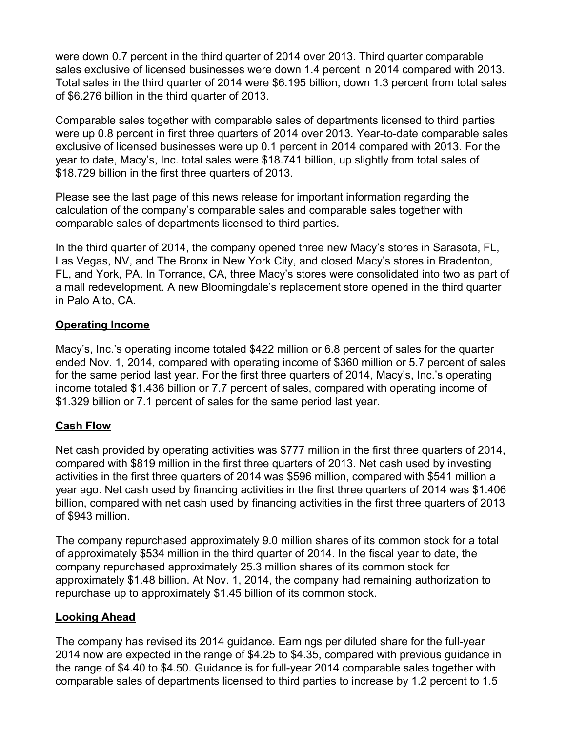were down 0.7 percent in the third quarter of 2014 over 2013. Third quarter comparable sales exclusive of licensed businesses were down 1.4 percent in 2014 compared with 2013. Total sales in the third quarter of 2014 were $6.195 billion, down 1.3 percent from total sales of $6.276 billion in the third quarter of 2013.

Comparable sales together with comparable sales of departments licensed to third parties were up 0.8 percent in first three quarters of 2014 over 2013. Year-to-date comparable sales exclusive of licensed businesses were up 0.1 percent in 2014 compared with 2013. For the year to date, Macy's, Inc. total sales were $18.741 billion, up slightly from total sales of $18.729 billion in the first three quarters of 2013.

Please see the last page of this news release for important information regarding the calculation of the company's comparable sales and comparable sales together with comparable sales of departments licensed to third parties.

In the third quarter of 2014, the company opened three new Macy's stores in Sarasota, FL, Las Vegas, NV, and The Bronx in New York City, and closed Macy's stores in Bradenton, FL, and York, PA. In Torrance, CA, three Macy's stores were consolidated into two as part of a mall redevelopment. A new Bloomingdale's replacement store opened in the third quarter in Palo Alto, CA.

## Operating Income

Macy's, Inc.'s operating income totaled $422 million or 6.8 percent of sales for the quarter ended Nov. 1, 2014, compared with operating income of $360 million or 5.7 percent of sales for the same period last year. For the first three quarters of 2014, Macy's, Inc.'s operating income totaled $1.436 billion or 7.7 percent of sales, compared with operating income of $1.329 billion or 7.1 percent of sales for the same period last year.

## Cash Flow

Net cash provided by operating activities was $777 million in the first three quarters of 2014, compared with $819 million in the first three quarters of 2013. Net cash used by investing activities in the first three quarters of 2014 was $596 million, compared with $541 million a year ago. Net cash used by financing activities in the first three quarters of 2014 was $1.406 billion, compared with net cash used by financing activities in the first three quarters of 2013 of $943 million.

The company repurchased approximately 9.0 million shares of its common stock for a total of approximately $534 million in the third quarter of 2014. In the fiscal year to date, the company repurchased approximately 25.3 million shares of its common stock for approximately $1.48 billion. At Nov. 1, 2014, the company had remaining authorization to repurchase up to approximately $1.45 billion of its common stock.

## Looking Ahead

The company has revised its 2014 guidance. Earnings per diluted share for the full-year 2014 now are expected in the range of $4.25 to $4.35, compared with previous guidance in the range of $4.40 to $4.50. Guidance is for full-year 2014 comparable sales together with comparable sales of departments licensed to third parties to increase by 1.2 percent to 1.5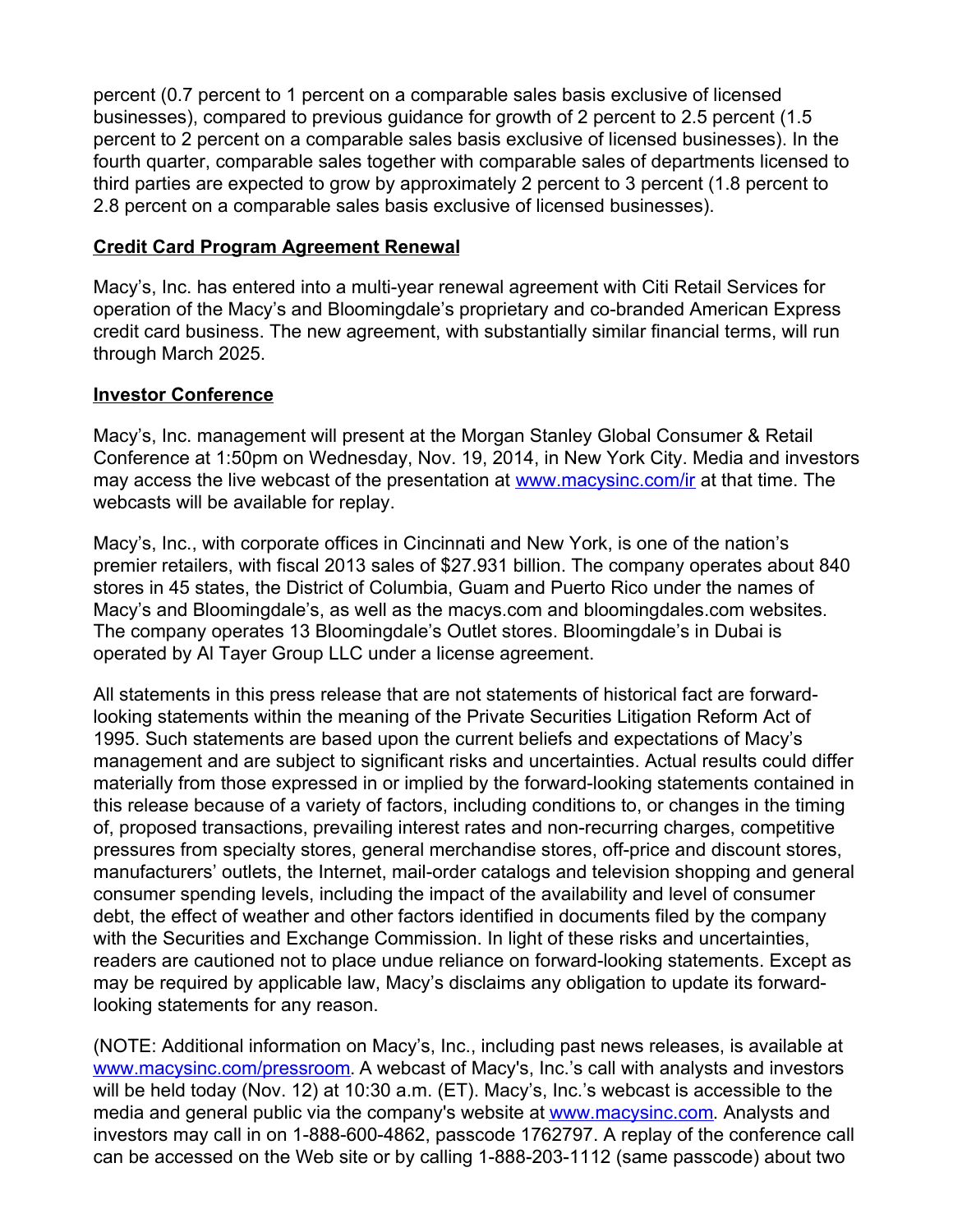percent (0.7 percent to 1 percent on a comparable sales basis exclusive of licensed businesses), compared to previous guidance for growth of 2 percent to 2.5 percent (1.5 percent to 2 percent on a comparable sales basis exclusive of licensed businesses). In the fourth quarter, comparable sales together with comparable sales of departments licensed to third parties are expected to grow by approximately 2 percent to 3 percent (1.8 percent to 2.8 percent on a comparable sales basis exclusive of licensed businesses).

**Credit Card Program Agreement Renewal**

Macy's, Inc. has entered into a multi-year renewal agreement with Citi Retail Services for operation of the Macy's and Bloomingdale's proprietary and co-branded American Express credit card business. The new agreement, with substantially similar financial terms, will run through March 2025.

**Investor Conference**

Macy's, Inc. management will present at the Morgan Stanley Global Consumer & Retail Conference at 1:50pm on Wednesday, Nov. 19, 2014, in New York City. Media and investors may access the live webcast of the presentation at www.macysinc.com/ir at that time. The webcasts will be available for replay.

Macy's, Inc., with corporate offices in Cincinnati and New York, is one of the nation's premier retailers, with fiscal 2013 sales of $27.931 billion. The company operates about 840 stores in 45 states, the District of Columbia, Guam and Puerto Rico under the names of Macy's and Bloomingdale's, as well as the macys.com and bloomingdales.com websites. The company operates 13 Bloomingdale's Outlet stores. Bloomingdale's in Dubai is operated by Al Tayer Group LLC under a license agreement.

All statements in this press release that are not statements of historical fact are forward-looking statements within the meaning of the Private Securities Litigation Reform Act of 1995. Such statements are based upon the current beliefs and expectations of Macy's management and are subject to significant risks and uncertainties. Actual results could differ materially from those expressed in or implied by the forward-looking statements contained in this release because of a variety of factors, including conditions to, or changes in the timing of, proposed transactions, prevailing interest rates and non-recurring charges, competitive pressures from specialty stores, general merchandise stores, off-price and discount stores, manufacturers' outlets, the Internet, mail-order catalogs and television shopping and general consumer spending levels, including the impact of the availability and level of consumer debt, the effect of weather and other factors identified in documents filed by the company with the Securities and Exchange Commission. In light of these risks and uncertainties, readers are cautioned not to place undue reliance on forward-looking statements. Except as may be required by applicable law, Macy's disclaims any obligation to update its forward-looking statements for any reason.

(NOTE: Additional information on Macy's, Inc., including past news releases, is available at www.macysinc.com/pressroom. A webcast of Macy's, Inc.'s call with analysts and investors will be held today (Nov. 12) at 10:30 a.m. (ET). Macy's, Inc.'s webcast is accessible to the media and general public via the company's website at www.macysinc.com. Analysts and investors may call in on 1-888-600-4862, passcode 1762797. A replay of the conference call can be accessed on the Web site or by calling 1-888-203-1112 (same passcode) about two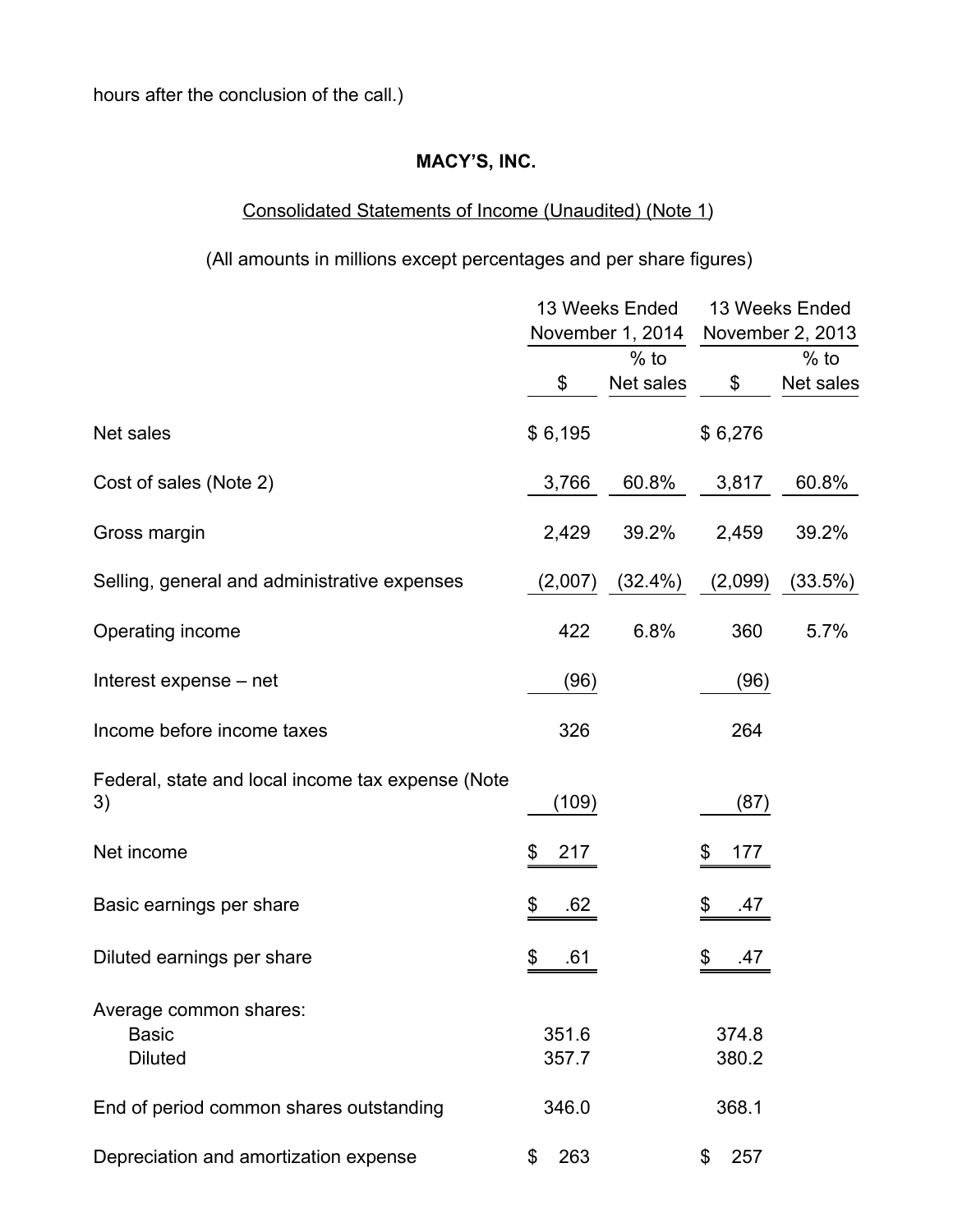hours after the conclusion of the call.)

**MACY'S, INC.**

Consolidated Statements of Income (Unaudited) (Note 1)

(All amounts in millions except percentages and per share figures)

| | 13 Weeks Ended November 1, 2014 | | 13 Weeks Ended November 2, 2013 | |
|---|---|---|---|---|
| | $ | % to Net sales | $ | % to Net sales |
| Net sales | $ 6,195 | | $ 6,276 | |
| Cost of sales (Note 2) | 3,766 | 60.8% | 3,817 | 60.8% |
| Gross margin | 2,429 | 39.2% | 2,459 | 39.2% |
| Selling, general and administrative expenses | (2,007) | (32.4%) | (2,099) | (33.5%) |
| Operating income | 422 | 6.8% | 360 | 5.7% |
| Interest expense – net | (96) | | (96) | |
| Income before income taxes | 326 | | 264 | |
| Federal, state and local income tax expense (Note 3) | (109) | | (87) | |
| Net income | $ 217 | | $ 177 | |
| Basic earnings per share | $ .62 | | $ .47 | |
| Diluted earnings per share | $ .61 | | $ .47 | |
| Average common shares: | | | | |
| Basic | 351.6 | | 374.8 | |
| Diluted | 357.7 | | 380.2 | |
| End of period common shares outstanding | 346.0 | | 368.1 | |
| Depreciation and amortization expense | $ 263 | | $ 257 | |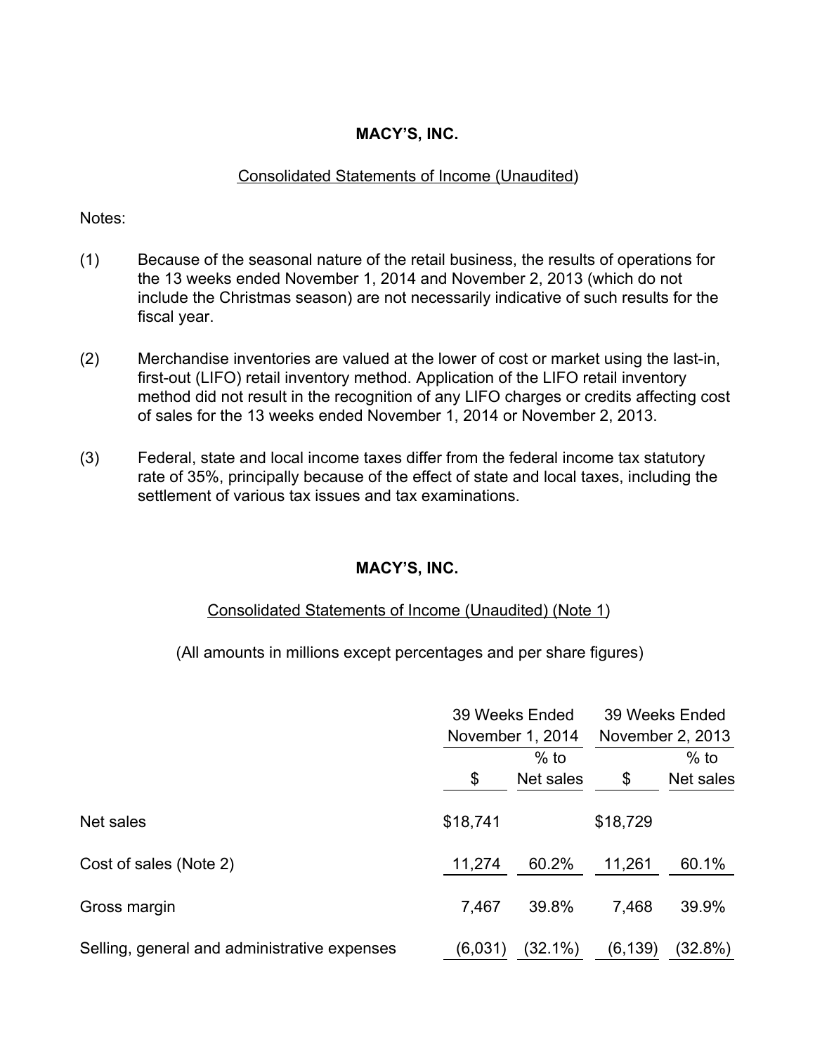**MACY’S, INC.**

Consolidated Statements of Income (Unaudited)

Notes:

(1) Because of the seasonal nature of the retail business, the results of operations for the 13 weeks ended November 1, 2014 and November 2, 2013 (which do not include the Christmas season) are not necessarily indicative of such results for the fiscal year.

(2) Merchandise inventories are valued at the lower of cost or market using the last-in, first-out (LIFO) retail inventory method. Application of the LIFO retail inventory method did not result in the recognition of any LIFO charges or credits affecting cost of sales for the 13 weeks ended November 1, 2014 or November 2, 2013.

(3) Federal, state and local income taxes differ from the federal income tax statutory rate of 35%, principally because of the effect of state and local taxes, including the settlement of various tax issues and tax examinations.

**MACY’S, INC.**

Consolidated Statements of Income (Unaudited) (Note 1)

(All amounts in millions except percentages and per share figures)

| | 39 Weeks Ended November 1, 2014 | | 39 Weeks Ended November 2, 2013 | |
|---|---|---|---|---|
| | $ | % to Net sales | $ | % to Net sales |
| Net sales | $18,741 | | $18,729 | |
| Cost of sales (Note 2) | 11,274 | 60.2% | 11,261 | 60.1% |
| Gross margin | 7,467 | 39.8% | 7,468 | 39.9% |
| Selling, general and administrative expenses | (6,031) | (32.1%) | (6,139) | (32.8%) |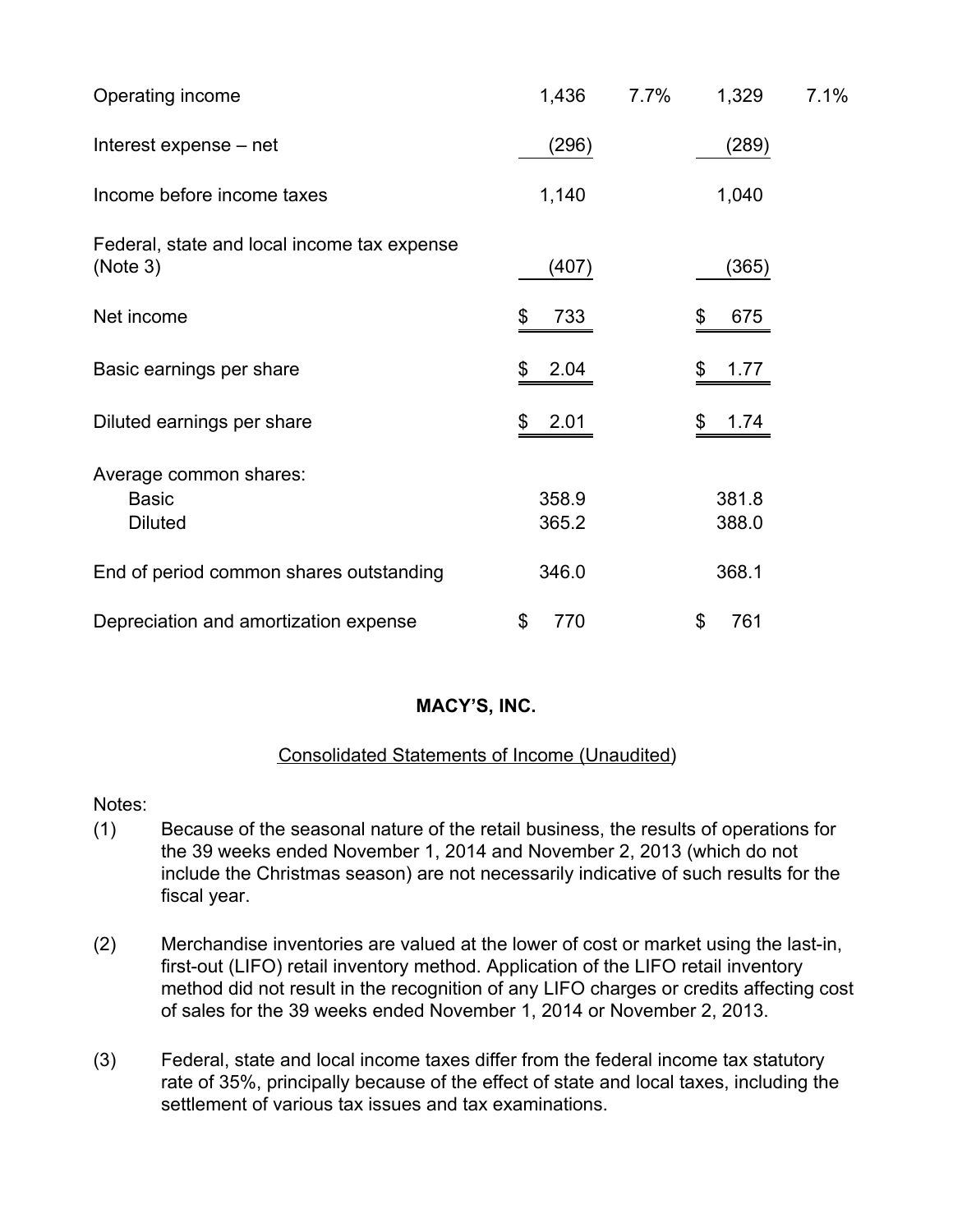| | | | | |
|---|---|---|---|---|
| Operating income | 1,436 | 7.7% | 1,329 | 7.1% |
| Interest expense – net | (296) | | (289) | |
| Income before income taxes | 1,140 | | 1,040 | |
| Federal, state and local income tax expense (Note 3) | (407) | | (365) | |
| Net income | $ 733 | | $ 675 | |
| Basic earnings per share | $ 2.04 | | $ 1.77 | |
| Diluted earnings per share | $ 2.01 | | $ 1.74 | |
| Average common shares: | | | | |
| Basic | 358.9 | | 381.8 | |
| Diluted | 365.2 | | 388.0 | |
| End of period common shares outstanding | 346.0 | | 368.1 | |
| Depreciation and amortization expense | $ 770 | | $ 761 | |

**MACY'S, INC.**

Consolidated Statements of Income (Unaudited)

Notes:

(1) Because of the seasonal nature of the retail business, the results of operations for the 39 weeks ended November 1, 2014 and November 2, 2013 (which do not include the Christmas season) are not necessarily indicative of such results for the fiscal year.

(2) Merchandise inventories are valued at the lower of cost or market using the last-in, first-out (LIFO) retail inventory method. Application of the LIFO retail inventory method did not result in the recognition of any LIFO charges or credits affecting cost of sales for the 39 weeks ended November 1, 2014 or November 2, 2013.

(3) Federal, state and local income taxes differ from the federal income tax statutory rate of 35%, principally because of the effect of state and local taxes, including the settlement of various tax issues and tax examinations.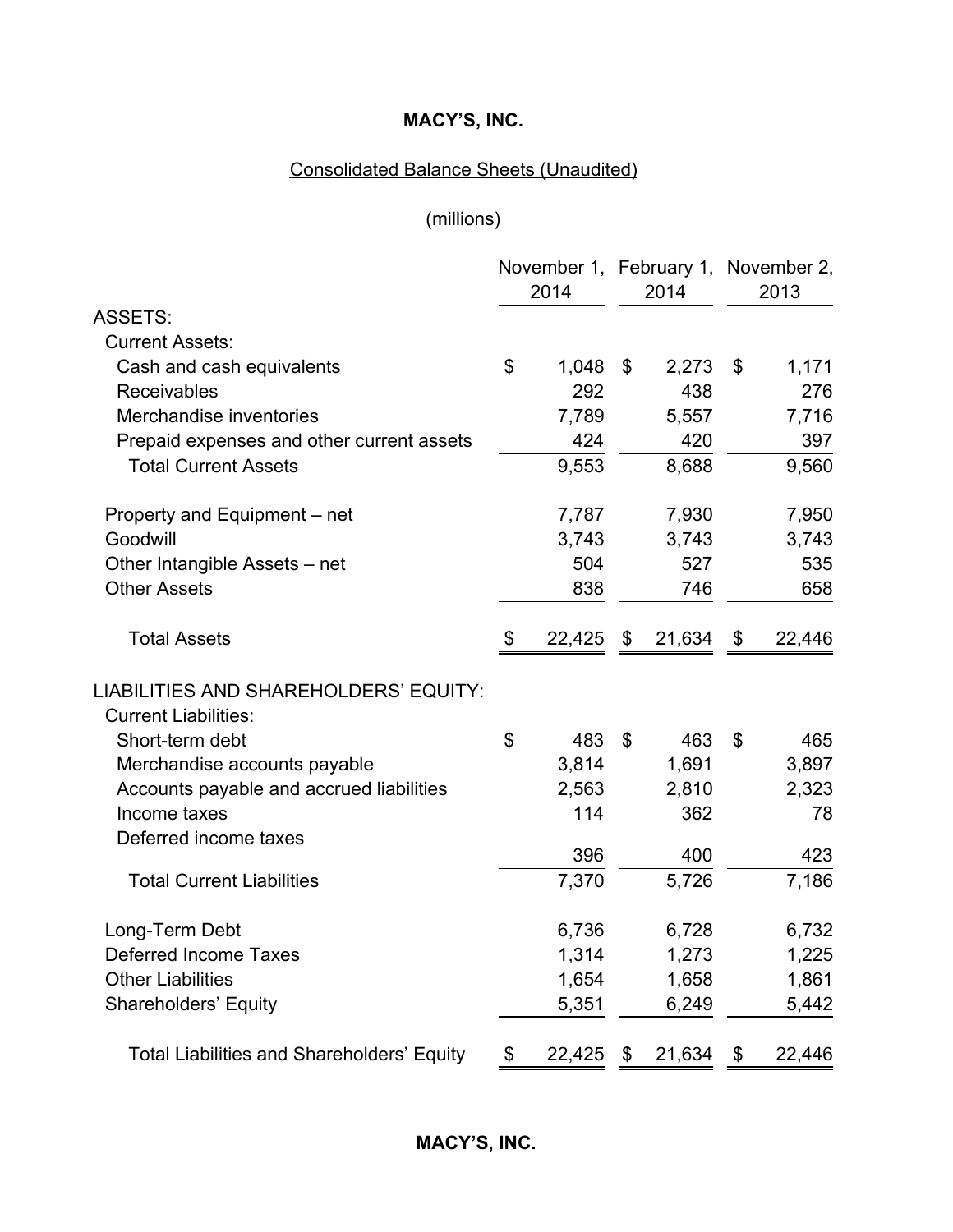# MACY'S, INC.

## Consolidated Balance Sheets (Unaudited)

(millions)

| | November 1, 2014 | February 1, 2014 | November 2, 2013 |
|---|---|---|---|
| ASSETS: | | | |
| Current Assets: | | | |
| Cash and cash equivalents | $ 1,048 | $ 2,273 | $ 1,171 |
| Receivables | 292 | 438 | 276 |
| Merchandise inventories | 7,789 | 5,557 | 7,716 |
| Prepaid expenses and other current assets | 424 | 420 | 397 |
| Total Current Assets | 9,553 | 8,688 | 9,560 |
| Property and Equipment – net | 7,787 | 7,930 | 7,950 |
| Goodwill | 3,743 | 3,743 | 3,743 |
| Other Intangible Assets – net | 504 | 527 | 535 |
| Other Assets | 838 | 746 | 658 |
| Total Assets | $ 22,425 | $ 21,634 | $ 22,446 |
| LIABILITIES AND SHAREHOLDERS' EQUITY: | | | |
| Current Liabilities: | | | |
| Short-term debt | $ 483 | $ 463 | $ 465 |
| Merchandise accounts payable | 3,814 | 1,691 | 3,897 |
| Accounts payable and accrued liabilities | 2,563 | 2,810 | 2,323 |
| Income taxes | 114 | 362 | 78 |
| Deferred income taxes | 396 | 400 | 423 |
| Total Current Liabilities | 7,370 | 5,726 | 7,186 |
| Long-Term Debt | 6,736 | 6,728 | 6,732 |
| Deferred Income Taxes | 1,314 | 1,273 | 1,225 |
| Other Liabilities | 1,654 | 1,658 | 1,861 |
| Shareholders' Equity | 5,351 | 6,249 | 5,442 |
| Total Liabilities and Shareholders' Equity | $ 22,425 | $ 21,634 | $ 22,446 |

# MACY'S, INC.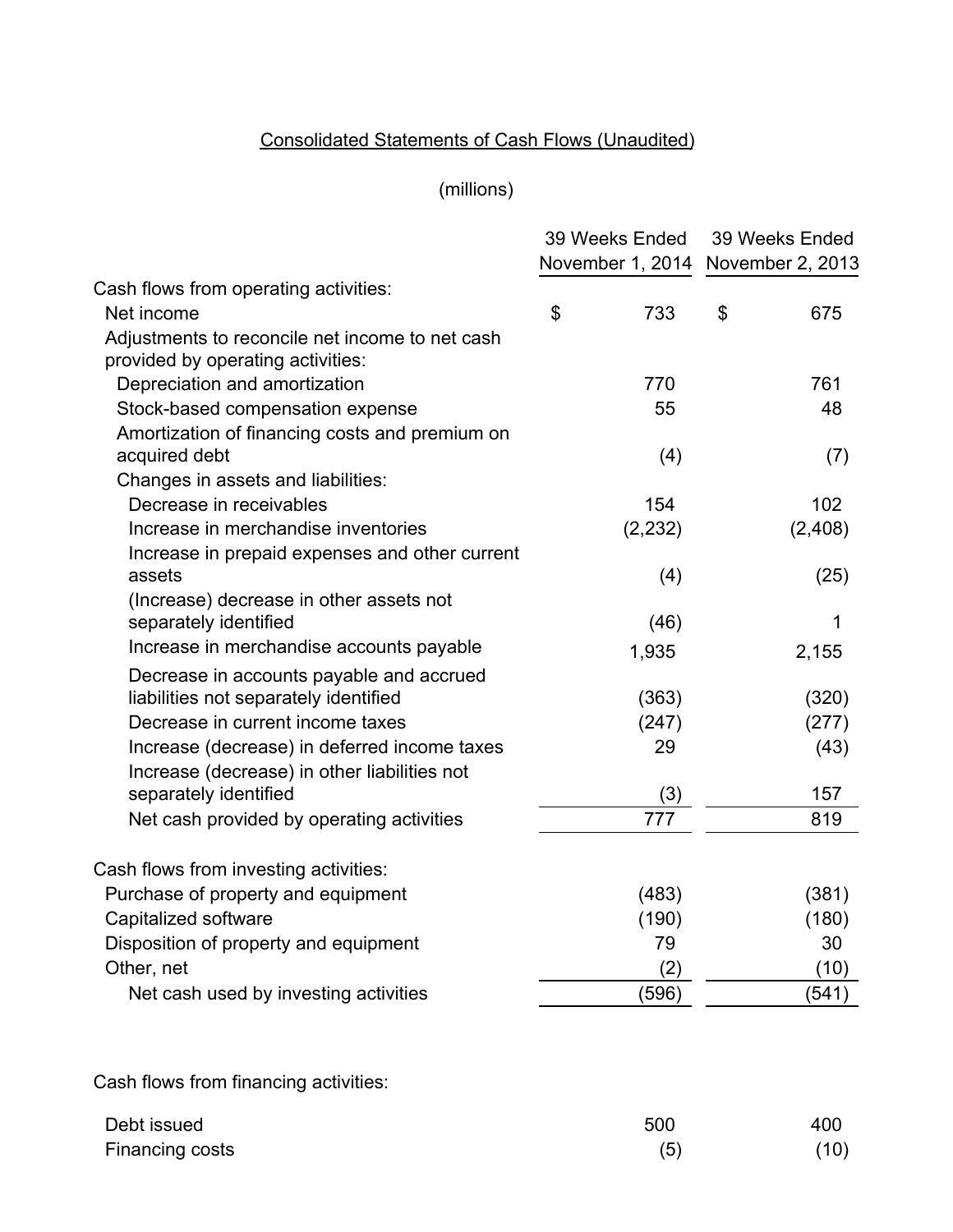# Consolidated Statements of Cash Flows (Unaudited)

(millions)

| | 39 Weeks Ended November 1, 2014 | 39 Weeks Ended November 2, 2013 |
|---|---|---|
| Cash flows from operating activities: | | |
| Net income | $ 733 | $ 675 |
| Adjustments to reconcile net income to net cash provided by operating activities: | | |
| Depreciation and amortization | 770 | 761 |
| Stock-based compensation expense | 55 | 48 |
| Amortization of financing costs and premium on acquired debt | (4) | (7) |
| Changes in assets and liabilities: | | |
| Decrease in receivables | 154 | 102 |
| Increase in merchandise inventories | (2,232) | (2,408) |
| Increase in prepaid expenses and other current assets | (4) | (25) |
| (Increase) decrease in other assets not separately identified | (46) | 1 |
| Increase in merchandise accounts payable | 1,935 | 2,155 |
| Decrease in accounts payable and accrued liabilities not separately identified | (363) | (320) |
| Decrease in current income taxes | (247) | (277) |
| Increase (decrease) in deferred income taxes | 29 | (43) |
| Increase (decrease) in other liabilities not separately identified | (3) | 157 |
| Net cash provided by operating activities | 777 | 819 |
| Cash flows from investing activities: | | |
| Purchase of property and equipment | (483) | (381) |
| Capitalized software | (190) | (180) |
| Disposition of property and equipment | 79 | 30 |
| Other, net | (2) | (10) |
| Net cash used by investing activities | (596) | (541) |
| Cash flows from financing activities: | | |
| Debt issued | 500 | 400 |
| Financing costs | (5) | (10) |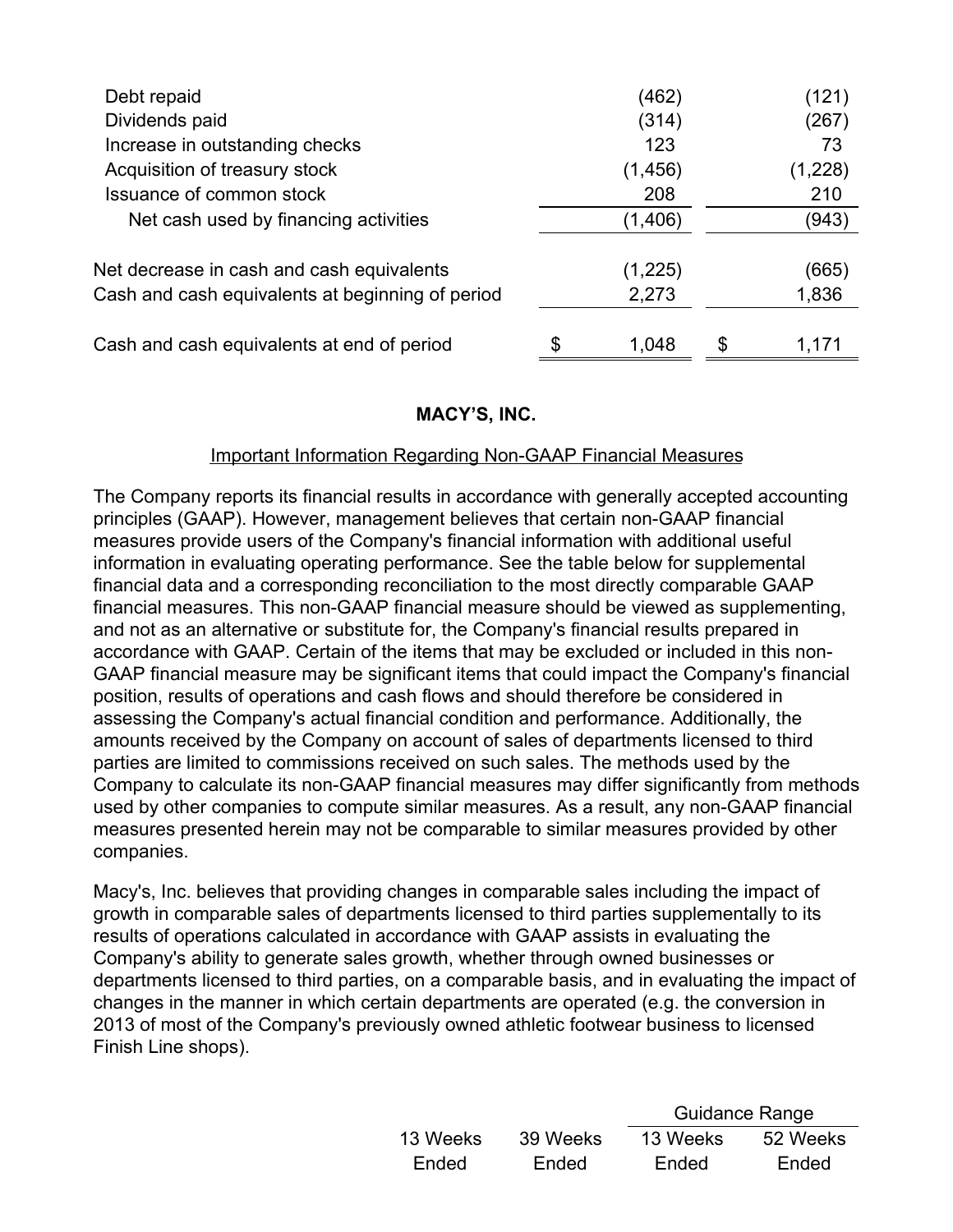| | | |
|---|---|---|
| Debt repaid | (462) | (121) |
| Dividends paid | (314) | (267) |
| Increase in outstanding checks | 123 | 73 |
| Acquisition of treasury stock | (1,456) | (1,228) |
| Issuance of common stock | 208 | 210 |
| Net cash used by financing activities | (1,406) | (943) |
| | | |
| Net decrease in cash and cash equivalents | (1,225) | (665) |
| Cash and cash equivalents at beginning of period | 2,273 | 1,836 |
| | | |
| Cash and cash equivalents at end of period | $ 1,048 | $ 1,171 |

## MACY'S, INC.

Important Information Regarding Non-GAAP Financial Measures

The Company reports its financial results in accordance with generally accepted accounting principles (GAAP). However, management believes that certain non-GAAP financial measures provide users of the Company's financial information with additional useful information in evaluating operating performance. See the table below for supplemental financial data and a corresponding reconciliation to the most directly comparable GAAP financial measures. This non-GAAP financial measure should be viewed as supplementing, and not as an alternative or substitute for, the Company's financial results prepared in accordance with GAAP. Certain of the items that may be excluded or included in this non-GAAP financial measure may be significant items that could impact the Company's financial position, results of operations and cash flows and should therefore be considered in assessing the Company's actual financial condition and performance. Additionally, the amounts received by the Company on account of sales of departments licensed to third parties are limited to commissions received on such sales. The methods used by the Company to calculate its non-GAAP financial measures may differ significantly from methods used by other companies to compute similar measures. As a result, any non-GAAP financial measures presented herein may not be comparable to similar measures provided by other companies.

Macy's, Inc. believes that providing changes in comparable sales including the impact of growth in comparable sales of departments licensed to third parties supplementally to its results of operations calculated in accordance with GAAP assists in evaluating the Company's ability to generate sales growth, whether through owned businesses or departments licensed to third parties, on a comparable basis, and in evaluating the impact of changes in the manner in which certain departments are operated (e.g. the conversion in 2013 of most of the Company's previously owned athletic footwear business to licensed Finish Line shops).

| | | Guidance Range | |
|---|---|---|---|
| 13 Weeks Ended | 39 Weeks Ended | 13 Weeks Ended | 52 Weeks Ended |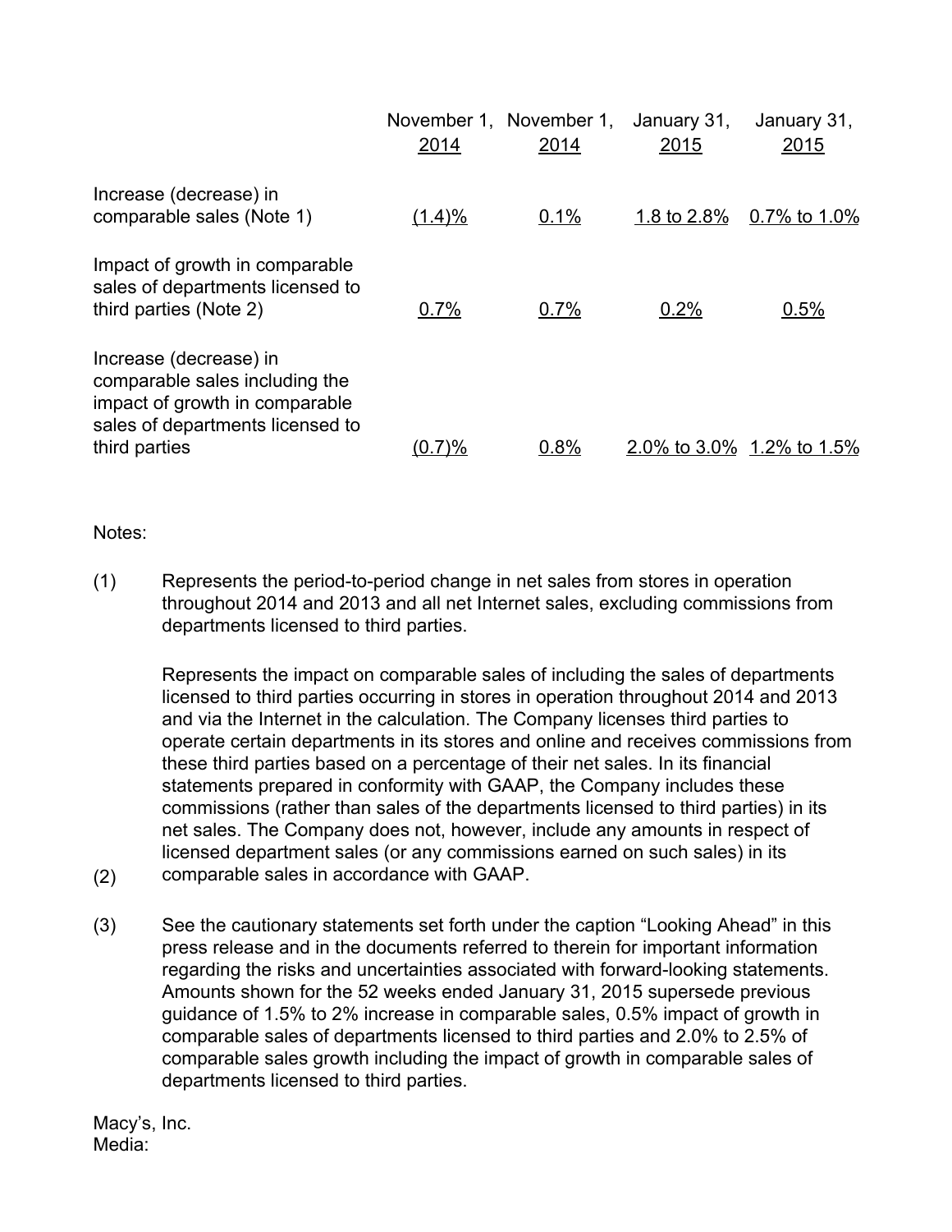| | November 1, 2014 | November 1, 2014 | January 31, 2015 | January 31, 2015 |
|---|---|---|---|---|
| Increase (decrease) in comparable sales (Note 1) | (1.4)% | 0.1% | 1.8 to 2.8% | 0.7% to 1.0% |
| Impact of growth in comparable sales of departments licensed to third parties (Note 2) | 0.7% | 0.7% | 0.2% | 0.5% |
| Increase (decrease) in comparable sales including the impact of growth in comparable sales of departments licensed to third parties | (0.7)% | 0.8% | 2.0% to 3.0% | 1.2% to 1.5% |

Notes:

(1) Represents the period-to-period change in net sales from stores in operation throughout 2014 and 2013 and all net Internet sales, excluding commissions from departments licensed to third parties.

(2) Represents the impact on comparable sales of including the sales of departments licensed to third parties occurring in stores in operation throughout 2014 and 2013 and via the Internet in the calculation. The Company licenses third parties to operate certain departments in its stores and online and receives commissions from these third parties based on a percentage of their net sales. In its financial statements prepared in conformity with GAAP, the Company includes these commissions (rather than sales of the departments licensed to third parties) in its net sales. The Company does not, however, include any amounts in respect of licensed department sales (or any commissions earned on such sales) in its comparable sales in accordance with GAAP.

(3) See the cautionary statements set forth under the caption "Looking Ahead" in this press release and in the documents referred to therein for important information regarding the risks and uncertainties associated with forward-looking statements. Amounts shown for the 52 weeks ended January 31, 2015 supersede previous guidance of 1.5% to 2% increase in comparable sales, 0.5% impact of growth in comparable sales of departments licensed to third parties and 2.0% to 2.5% of comparable sales growth including the impact of growth in comparable sales of departments licensed to third parties.

Macy's, Inc.
Media: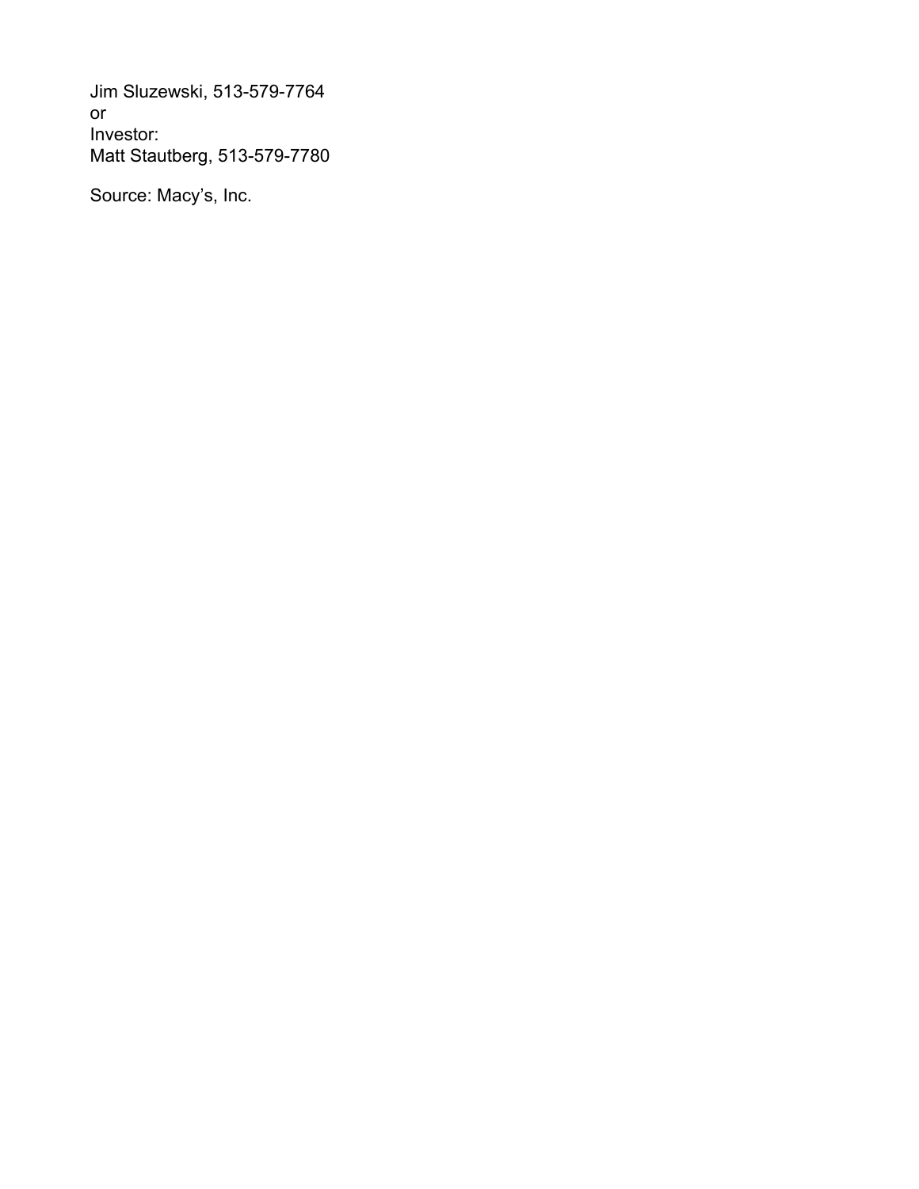Jim Sluzewski, 513-579-7764
or
Investor:
Matt Stautberg, 513-579-7780

Source: Macy’s, Inc.